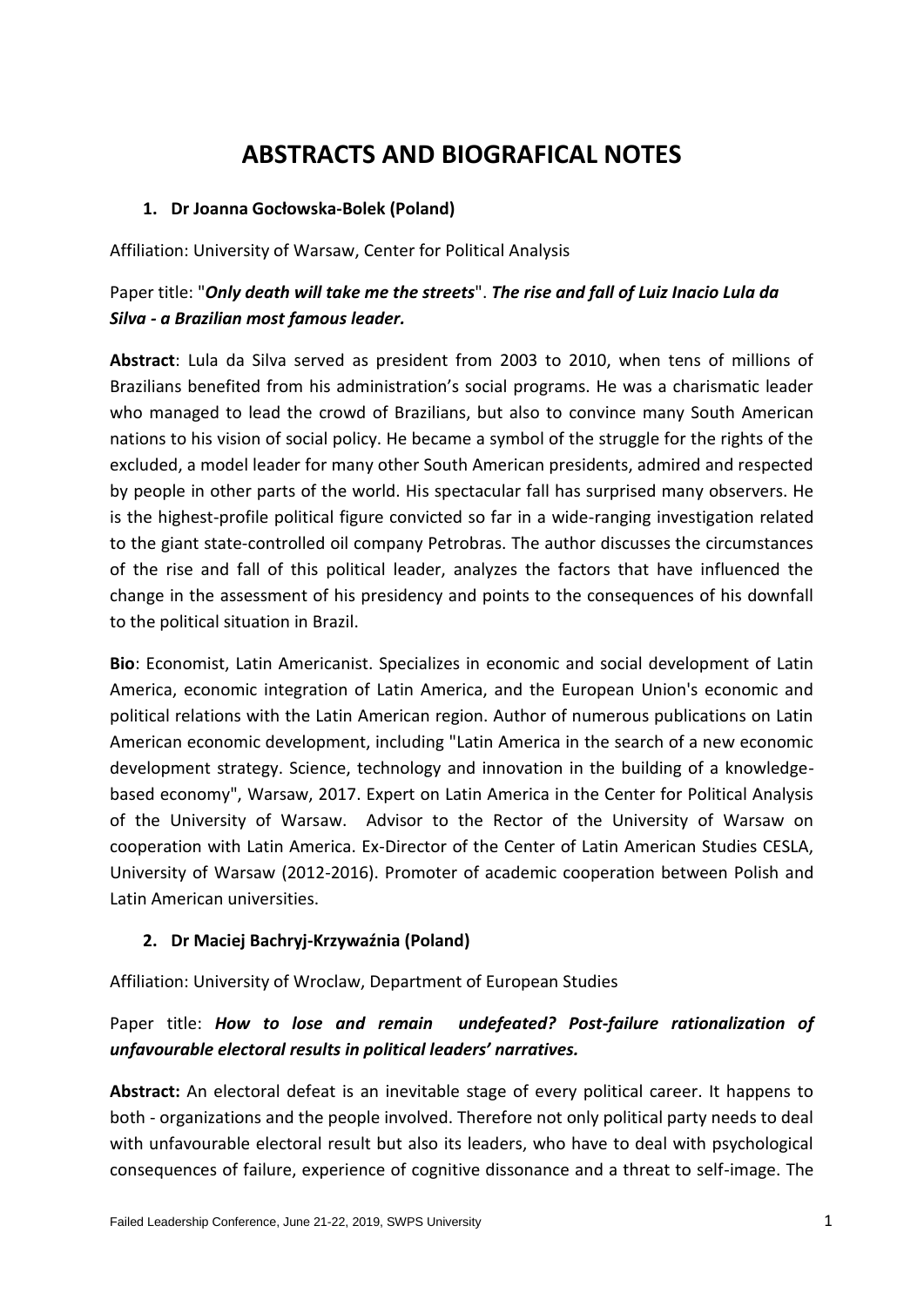# ABSTRACTS AND BIOGRAFICAL NOTES

## 1. Dr Joanna Gocłowska-Bolek (Poland)

Affiliation: University of Warsaw, Center for Political Analysis

Paper title: "***Only death will take me the streets***". ***The rise and fall of Luiz Inacio Lula da Silva - a Brazilian most famous leader.***

**Abstract**: Lula da Silva served as president from 2003 to 2010, when tens of millions of Brazilians benefited from his administration's social programs. He was a charismatic leader who managed to lead the crowd of Brazilians, but also to convince many South American nations to his vision of social policy. He became a symbol of the struggle for the rights of the excluded, a model leader for many other South American presidents, admired and respected by people in other parts of the world. His spectacular fall has surprised many observers. He is the highest-profile political figure convicted so far in a wide-ranging investigation related to the giant state-controlled oil company Petrobras. The author discusses the circumstances of the rise and fall of this political leader, analyzes the factors that have influenced the change in the assessment of his presidency and points to the consequences of his downfall to the political situation in Brazil.

**Bio**: Economist, Latin Americanist. Specializes in economic and social development of Latin America, economic integration of Latin America, and the European Union's economic and political relations with the Latin American region. Author of numerous publications on Latin American economic development, including "Latin America in the search of a new economic development strategy. Science, technology and innovation in the building of a knowledge-based economy", Warsaw, 2017. Expert on Latin America in the Center for Political Analysis of the University of Warsaw. Advisor to the Rector of the University of Warsaw on cooperation with Latin America. Ex-Director of the Center of Latin American Studies CESLA, University of Warsaw (2012-2016). Promoter of academic cooperation between Polish and Latin American universities.

## 2. Dr Maciej Bachryj-Krzywaźnia (Poland)

Affiliation: University of Wroclaw, Department of European Studies

Paper title: ***How to lose and remain undefeated? Post-failure rationalization of unfavourable electoral results in political leaders' narratives.***

**Abstract:** An electoral defeat is an inevitable stage of every political career. It happens to both - organizations and the people involved. Therefore not only political party needs to deal with unfavourable electoral result but also its leaders, who have to deal with psychological consequences of failure, experience of cognitive dissonance and a threat to self-image. The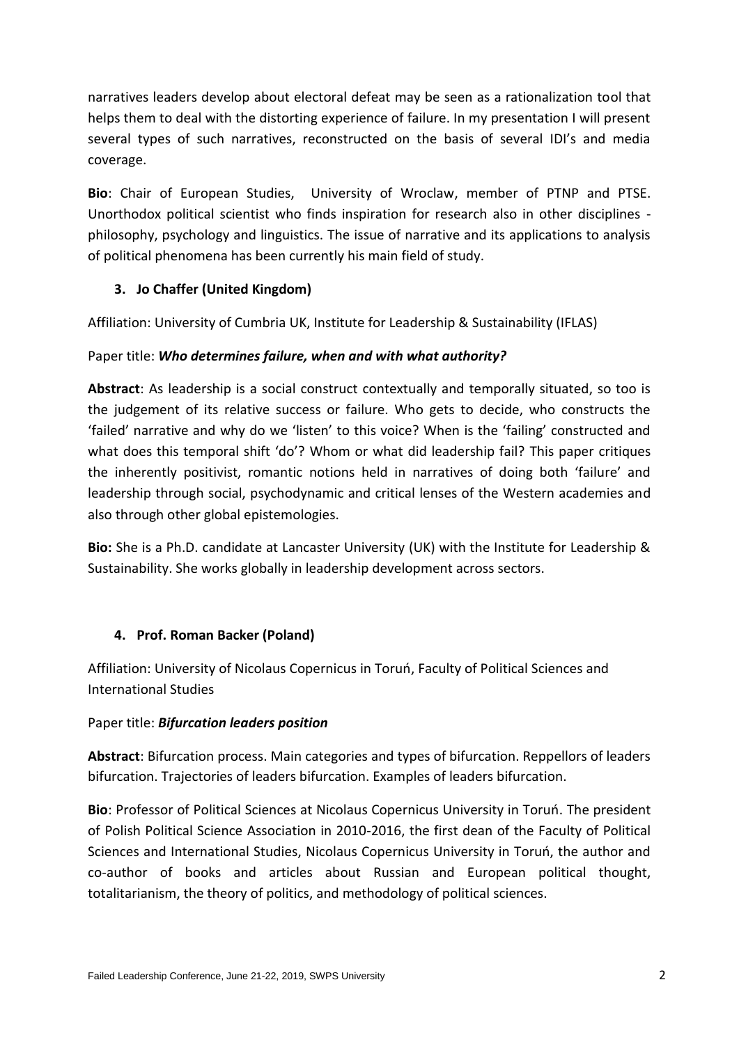narratives leaders develop about electoral defeat may be seen as a rationalization tool that helps them to deal with the distorting experience of failure. In my presentation I will present several types of such narratives, reconstructed on the basis of several IDI's and media coverage.

**Bio**: Chair of European Studies, University of Wroclaw, member of PTNP and PTSE. Unorthodox political scientist who finds inspiration for research also in other disciplines - philosophy, psychology and linguistics. The issue of narrative and its applications to analysis of political phenomena has been currently his main field of study.

### 3. Jo Chaffer (United Kingdom)

Affiliation: University of Cumbria UK, Institute for Leadership & Sustainability (IFLAS)

Paper title: ***Who determines failure, when and with what authority?***

**Abstract**: As leadership is a social construct contextually and temporally situated, so too is the judgement of its relative success or failure. Who gets to decide, who constructs the 'failed' narrative and why do we 'listen' to this voice? When is the 'failing' constructed and what does this temporal shift 'do'? Whom or what did leadership fail? This paper critiques the inherently positivist, romantic notions held in narratives of doing both 'failure' and leadership through social, psychodynamic and critical lenses of the Western academies and also through other global epistemologies.

**Bio:** She is a Ph.D. candidate at Lancaster University (UK) with the Institute for Leadership & Sustainability. She works globally in leadership development across sectors.

### 4. Prof. Roman Backer (Poland)

Affiliation: University of Nicolaus Copernicus in Toruń, Faculty of Political Sciences and International Studies

Paper title: ***Bifurcation leaders position***

**Abstract**: Bifurcation process. Main categories and types of bifurcation. Reppellors of leaders bifurcation. Trajectories of leaders bifurcation. Examples of leaders bifurcation.

**Bio**: Professor of Political Sciences at Nicolaus Copernicus University in Toruń. The president of Polish Political Science Association in 2010-2016, the first dean of the Faculty of Political Sciences and International Studies, Nicolaus Copernicus University in Toruń, the author and co-author of books and articles about Russian and European political thought, totalitarianism, the theory of politics, and methodology of political sciences.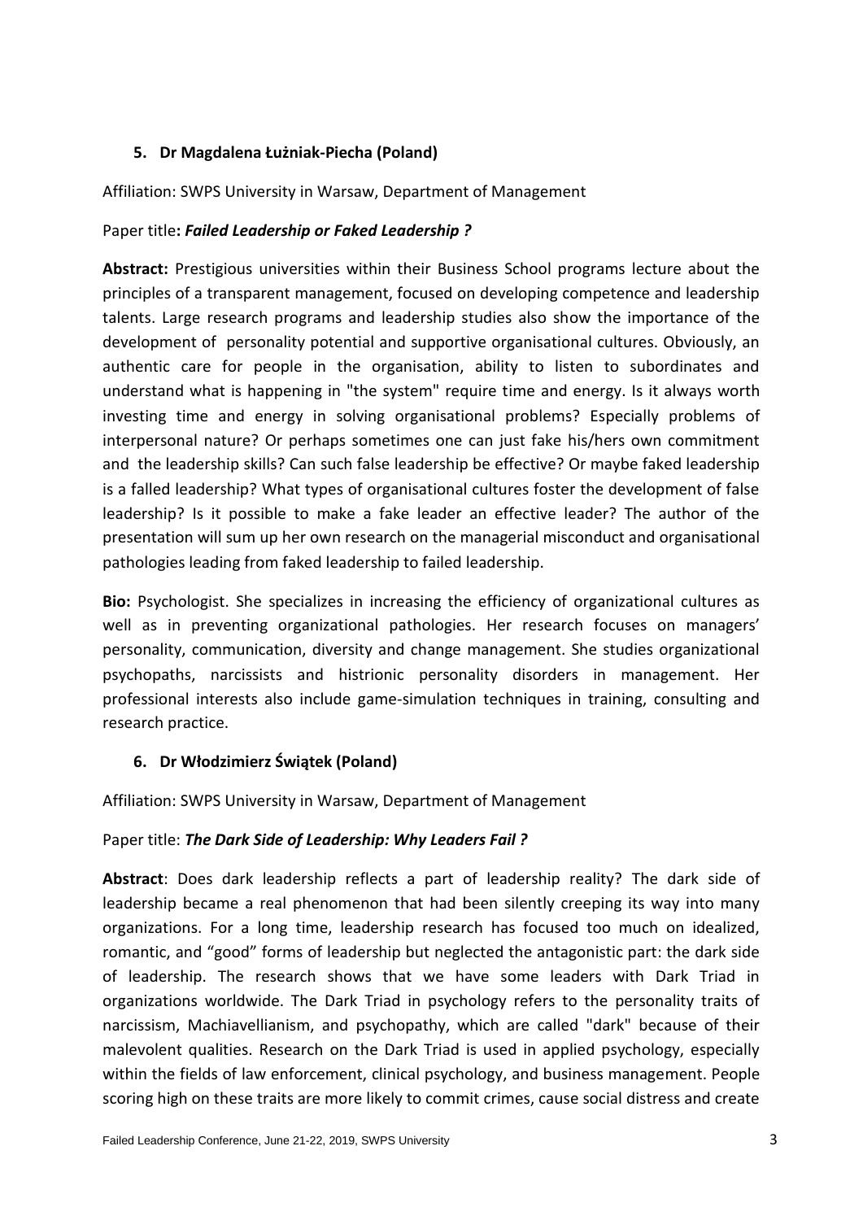### 5. Dr Magdalena Łużniak-Piecha (Poland)

Affiliation: SWPS University in Warsaw, Department of Management

Paper title: ***Failed Leadership or Faked Leadership ?***

**Abstract:** Prestigious universities within their Business School programs lecture about the principles of a transparent management, focused on developing competence and leadership talents. Large research programs and leadership studies also show the importance of the development of personality potential and supportive organisational cultures. Obviously, an authentic care for people in the organisation, ability to listen to subordinates and understand what is happening in "the system" require time and energy. Is it always worth investing time and energy in solving organisational problems? Especially problems of interpersonal nature? Or perhaps sometimes one can just fake his/hers own commitment and the leadership skills? Can such false leadership be effective? Or maybe faked leadership is a falled leadership? What types of organisational cultures foster the development of false leadership? Is it possible to make a fake leader an effective leader? The author of the presentation will sum up her own research on the managerial misconduct and organisational pathologies leading from faked leadership to failed leadership.

**Bio:** Psychologist. She specializes in increasing the efficiency of organizational cultures as well as in preventing organizational pathologies. Her research focuses on managers' personality, communication, diversity and change management. She studies organizational psychopaths, narcissists and histrionic personality disorders in management. Her professional interests also include game-simulation techniques in training, consulting and research practice.

### 6. Dr Włodzimierz Świątek (Poland)

Affiliation: SWPS University in Warsaw, Department of Management

Paper title: ***The Dark Side of Leadership: Why Leaders Fail ?***

**Abstract**: Does dark leadership reflects a part of leadership reality? The dark side of leadership became a real phenomenon that had been silently creeping its way into many organizations. For a long time, leadership research has focused too much on idealized, romantic, and "good" forms of leadership but neglected the antagonistic part: the dark side of leadership. The research shows that we have some leaders with Dark Triad in organizations worldwide. The Dark Triad in psychology refers to the personality traits of narcissism, Machiavellianism, and psychopathy, which are called "dark" because of their malevolent qualities. Research on the Dark Triad is used in applied psychology, especially within the fields of law enforcement, clinical psychology, and business management. People scoring high on these traits are more likely to commit crimes, cause social distress and create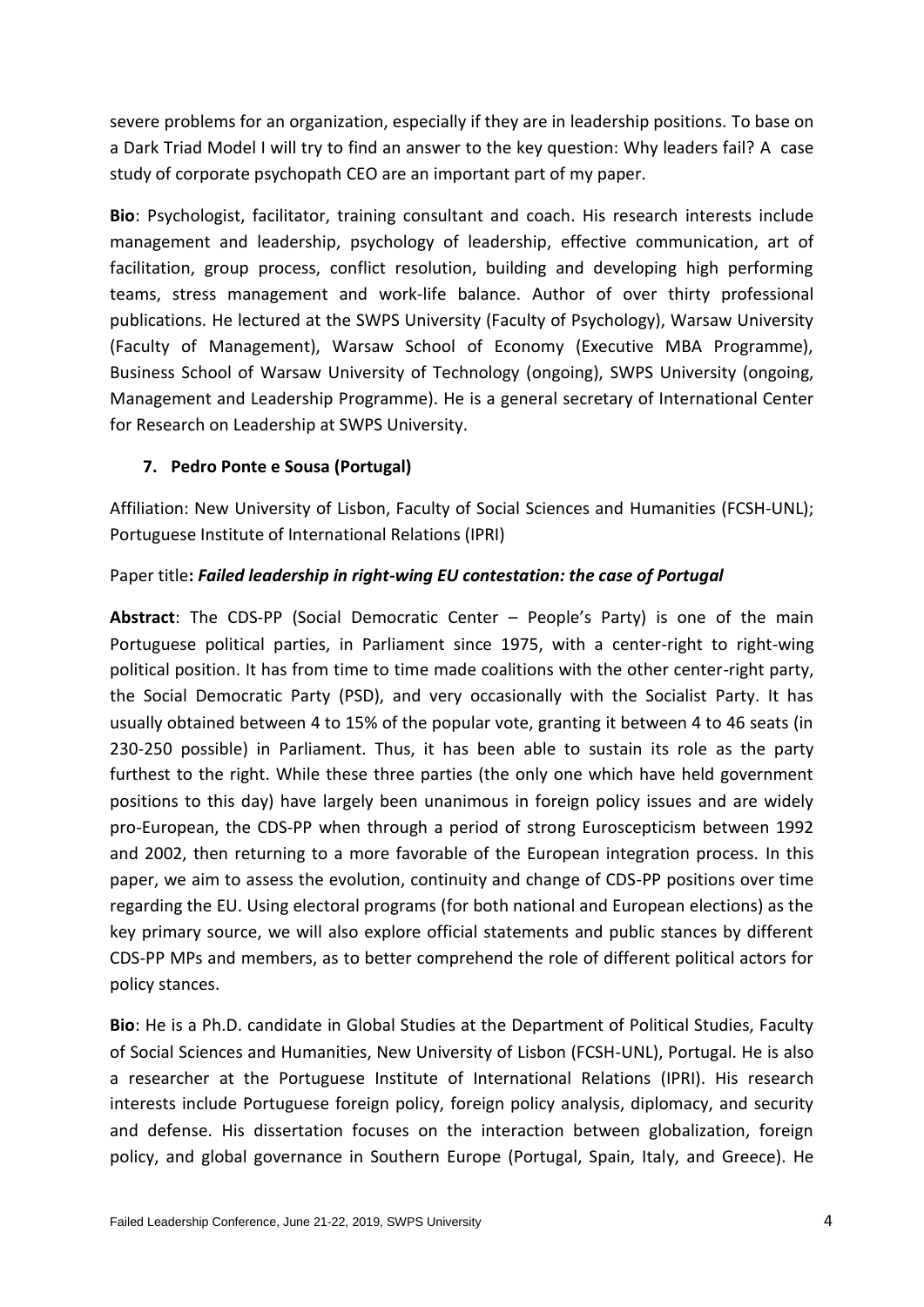severe problems for an organization, especially if they are in leadership positions. To base on a Dark Triad Model I will try to find an answer to the key question: Why leaders fail? A case study of corporate psychopath CEO are an important part of my paper.

**Bio**: Psychologist, facilitator, training consultant and coach. His research interests include management and leadership, psychology of leadership, effective communication, art of facilitation, group process, conflict resolution, building and developing high performing teams, stress management and work-life balance. Author of over thirty professional publications. He lectured at the SWPS University (Faculty of Psychology), Warsaw University (Faculty of Management), Warsaw School of Economy (Executive MBA Programme), Business School of Warsaw University of Technology (ongoing), SWPS University (ongoing, Management and Leadership Programme). He is a general secretary of International Center for Research on Leadership at SWPS University.

7. **Pedro Ponte e Sousa (Portugal)**

Affiliation: New University of Lisbon, Faculty of Social Sciences and Humanities (FCSH-UNL); Portuguese Institute of International Relations (IPRI)

Paper title**: *Failed leadership in right-wing EU contestation: the case of Portugal***

**Abstract**: The CDS-PP (Social Democratic Center – People's Party) is one of the main Portuguese political parties, in Parliament since 1975, with a center-right to right-wing political position. It has from time to time made coalitions with the other center-right party, the Social Democratic Party (PSD), and very occasionally with the Socialist Party. It has usually obtained between 4 to 15% of the popular vote, granting it between 4 to 46 seats (in 230-250 possible) in Parliament. Thus, it has been able to sustain its role as the party furthest to the right. While these three parties (the only one which have held government positions to this day) have largely been unanimous in foreign policy issues and are widely pro-European, the CDS-PP when through a period of strong Euroscepticism between 1992 and 2002, then returning to a more favorable of the European integration process. In this paper, we aim to assess the evolution, continuity and change of CDS-PP positions over time regarding the EU. Using electoral programs (for both national and European elections) as the key primary source, we will also explore official statements and public stances by different CDS-PP MPs and members, as to better comprehend the role of different political actors for policy stances.

**Bio**: He is a Ph.D. candidate in Global Studies at the Department of Political Studies, Faculty of Social Sciences and Humanities, New University of Lisbon (FCSH-UNL), Portugal. He is also a researcher at the Portuguese Institute of International Relations (IPRI). His research interests include Portuguese foreign policy, foreign policy analysis, diplomacy, and security and defense. His dissertation focuses on the interaction between globalization, foreign policy, and global governance in Southern Europe (Portugal, Spain, Italy, and Greece). He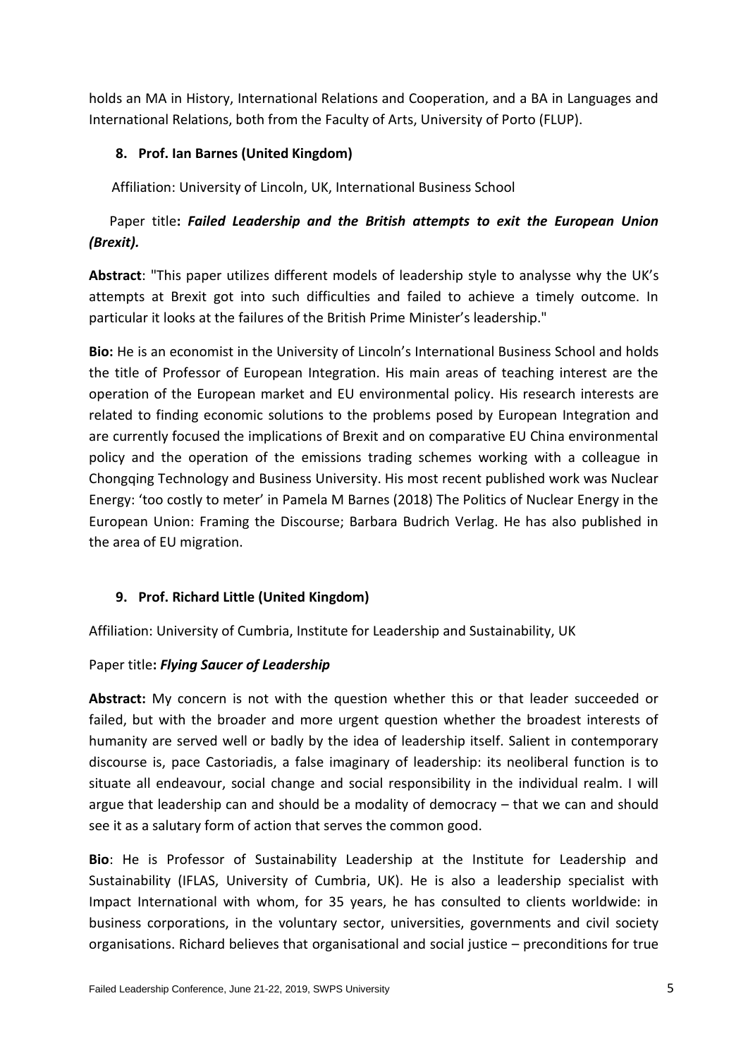holds an MA in History, International Relations and Cooperation, and a BA in Languages and International Relations, both from the Faculty of Arts, University of Porto (FLUP).

### 8. Prof. Ian Barnes (United Kingdom)

Affiliation: University of Lincoln, UK, International Business School

Paper title**: *Failed Leadership and the British attempts to exit the European Union (Brexit).***

**Abstract**: "This paper utilizes different models of leadership style to analysse why the UK's attempts at Brexit got into such difficulties and failed to achieve a timely outcome. In particular it looks at the failures of the British Prime Minister's leadership."

**Bio:** He is an economist in the University of Lincoln's International Business School and holds the title of Professor of European Integration. His main areas of teaching interest are the operation of the European market and EU environmental policy. His research interests are related to finding economic solutions to the problems posed by European Integration and are currently focused the implications of Brexit and on comparative EU China environmental policy and the operation of the emissions trading schemes working with a colleague in Chongqing Technology and Business University. His most recent published work was Nuclear Energy: 'too costly to meter' in Pamela M Barnes (2018) The Politics of Nuclear Energy in the European Union: Framing the Discourse; Barbara Budrich Verlag. He has also published in the area of EU migration.

### 9. Prof. Richard Little (United Kingdom)

Affiliation: University of Cumbria, Institute for Leadership and Sustainability, UK

Paper title**: *Flying Saucer of Leadership***

**Abstract:** My concern is not with the question whether this or that leader succeeded or failed, but with the broader and more urgent question whether the broadest interests of humanity are served well or badly by the idea of leadership itself. Salient in contemporary discourse is, pace Castoriadis, a false imaginary of leadership: its neoliberal function is to situate all endeavour, social change and social responsibility in the individual realm. I will argue that leadership can and should be a modality of democracy – that we can and should see it as a salutary form of action that serves the common good.

**Bio**: He is Professor of Sustainability Leadership at the Institute for Leadership and Sustainability (IFLAS, University of Cumbria, UK). He is also a leadership specialist with Impact International with whom, for 35 years, he has consulted to clients worldwide: in business corporations, in the voluntary sector, universities, governments and civil society organisations. Richard believes that organisational and social justice – preconditions for true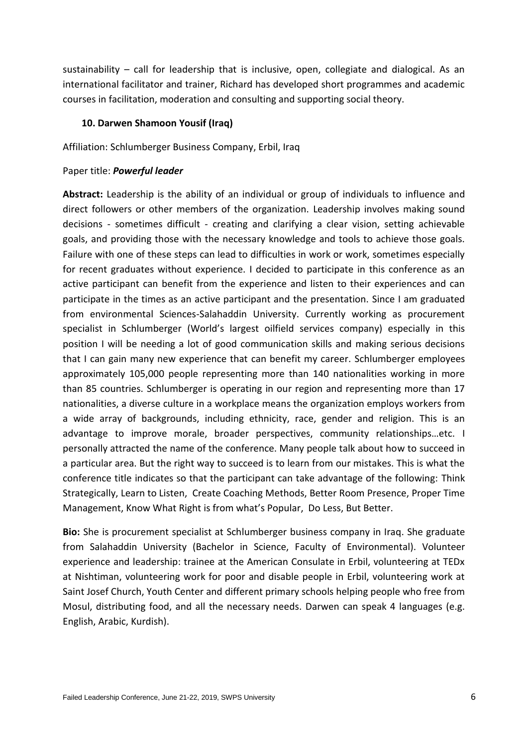sustainability – call for leadership that is inclusive, open, collegiate and dialogical. As an international facilitator and trainer, Richard has developed short programmes and academic courses in facilitation, moderation and consulting and supporting social theory.

### 10. Darwen Shamoon Yousif (Iraq)

Affiliation: Schlumberger Business Company, Erbil, Iraq

Paper title: ***Powerful leader***

**Abstract:** Leadership is the ability of an individual or group of individuals to influence and direct followers or other members of the organization. Leadership involves making sound decisions - sometimes difficult - creating and clarifying a clear vision, setting achievable goals, and providing those with the necessary knowledge and tools to achieve those goals. Failure with one of these steps can lead to difficulties in work or work, sometimes especially for recent graduates without experience. I decided to participate in this conference as an active participant can benefit from the experience and listen to their experiences and can participate in the times as an active participant and the presentation. Since I am graduated from environmental Sciences-Salahaddin University. Currently working as procurement specialist in Schlumberger (World's largest oilfield services company) especially in this position I will be needing a lot of good communication skills and making serious decisions that I can gain many new experience that can benefit my career. Schlumberger employees approximately 105,000 people representing more than 140 nationalities working in more than 85 countries. Schlumberger is operating in our region and representing more than 17 nationalities, a diverse culture in a workplace means the organization employs workers from a wide array of backgrounds, including ethnicity, race, gender and religion. This is an advantage to improve morale, broader perspectives, community relationships…etc. I personally attracted the name of the conference. Many people talk about how to succeed in a particular area. But the right way to succeed is to learn from our mistakes. This is what the conference title indicates so that the participant can take advantage of the following: Think Strategically, Learn to Listen, Create Coaching Methods, Better Room Presence, Proper Time Management, Know What Right is from what's Popular, Do Less, But Better.

**Bio:** She is procurement specialist at Schlumberger business company in Iraq. She graduate from Salahaddin University (Bachelor in Science, Faculty of Environmental). Volunteer experience and leadership: trainee at the American Consulate in Erbil, volunteering at TEDx at Nishtiman, volunteering work for poor and disable people in Erbil, volunteering work at Saint Josef Church, Youth Center and different primary schools helping people who free from Mosul, distributing food, and all the necessary needs. Darwen can speak 4 languages (e.g. English, Arabic, Kurdish).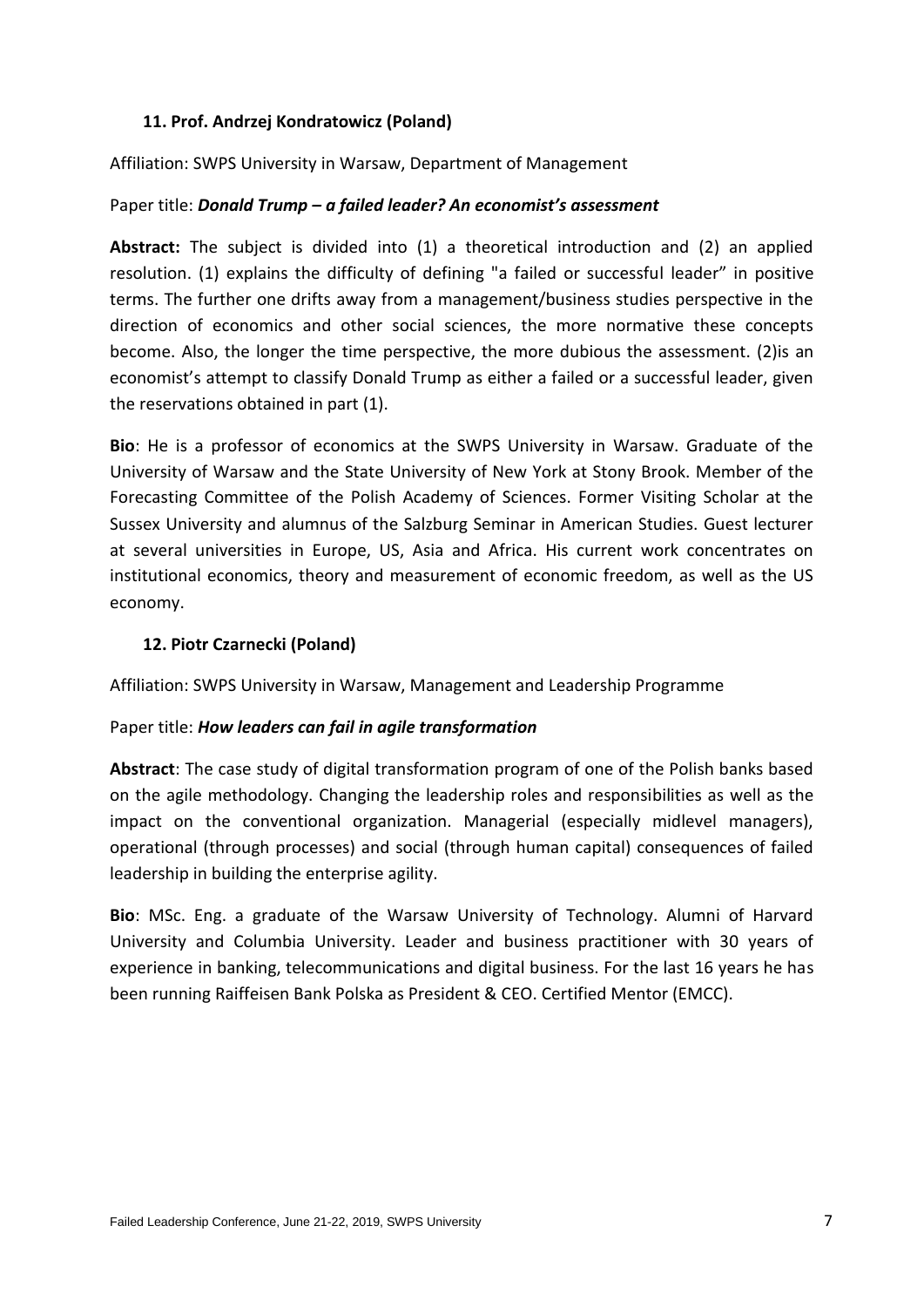### 11. Prof. Andrzej Kondratowicz (Poland)

Affiliation: SWPS University in Warsaw, Department of Management

Paper title: ***Donald Trump – a failed leader? An economist's assessment***

**Abstract:** The subject is divided into (1) a theoretical introduction and (2) an applied resolution. (1) explains the difficulty of defining "a failed or successful leader" in positive terms. The further one drifts away from a management/business studies perspective in the direction of economics and other social sciences, the more normative these concepts become. Also, the longer the time perspective, the more dubious the assessment. (2)is an economist's attempt to classify Donald Trump as either a failed or a successful leader, given the reservations obtained in part (1).

**Bio**: He is a professor of economics at the SWPS University in Warsaw. Graduate of the University of Warsaw and the State University of New York at Stony Brook. Member of the Forecasting Committee of the Polish Academy of Sciences. Former Visiting Scholar at the Sussex University and alumnus of the Salzburg Seminar in American Studies. Guest lecturer at several universities in Europe, US, Asia and Africa. His current work concentrates on institutional economics, theory and measurement of economic freedom, as well as the US economy.

### 12. Piotr Czarnecki (Poland)

Affiliation: SWPS University in Warsaw, Management and Leadership Programme

Paper title: ***How leaders can fail in agile transformation***

**Abstract**: The case study of digital transformation program of one of the Polish banks based on the agile methodology. Changing the leadership roles and responsibilities as well as the impact on the conventional organization. Managerial (especially midlevel managers), operational (through processes) and social (through human capital) consequences of failed leadership in building the enterprise agility.

**Bio**: MSc. Eng. a graduate of the Warsaw University of Technology. Alumni of Harvard University and Columbia University. Leader and business practitioner with 30 years of experience in banking, telecommunications and digital business. For the last 16 years he has been running Raiffeisen Bank Polska as President & CEO. Certified Mentor (EMCC).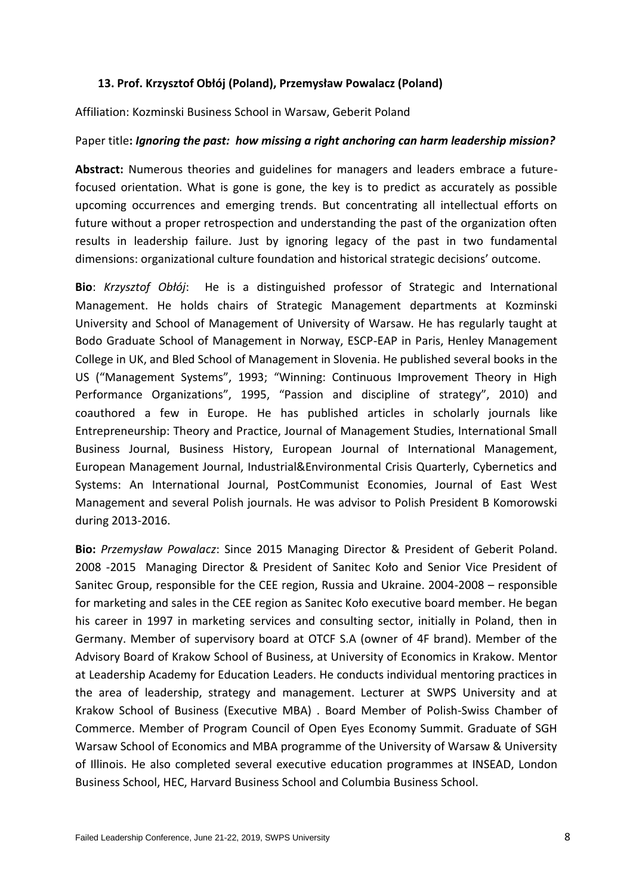### 13. Prof. Krzysztof Obłój (Poland), Przemysław Powalacz (Poland)

Affiliation: Kozminski Business School in Warsaw, Geberit Poland

Paper title**: *Ignoring the past: how missing a right anchoring can harm leadership mission?***

**Abstract:** Numerous theories and guidelines for managers and leaders embrace a future-focused orientation. What is gone is gone, the key is to predict as accurately as possible upcoming occurrences and emerging trends. But concentrating all intellectual efforts on future without a proper retrospection and understanding the past of the organization often results in leadership failure. Just by ignoring legacy of the past in two fundamental dimensions: organizational culture foundation and historical strategic decisions' outcome.

**Bio**: *Krzysztof Obłój*: He is a distinguished professor of Strategic and International Management. He holds chairs of Strategic Management departments at Kozminski University and School of Management of University of Warsaw. He has regularly taught at Bodo Graduate School of Management in Norway, ESCP-EAP in Paris, Henley Management College in UK, and Bled School of Management in Slovenia. He published several books in the US ("Management Systems", 1993; "Winning: Continuous Improvement Theory in High Performance Organizations", 1995, "Passion and discipline of strategy", 2010) and coauthored a few in Europe. He has published articles in scholarly journals like Entrepreneurship: Theory and Practice, Journal of Management Studies, International Small Business Journal, Business History, European Journal of International Management, European Management Journal, Industrial&Environmental Crisis Quarterly, Cybernetics and Systems: An International Journal, PostCommunist Economies, Journal of East West Management and several Polish journals. He was advisor to Polish President B Komorowski during 2013-2016.

**Bio:** *Przemysław Powalacz*: Since 2015 Managing Director & President of Geberit Poland. 2008 -2015 Managing Director & President of Sanitec Koło and Senior Vice President of Sanitec Group, responsible for the CEE region, Russia and Ukraine. 2004-2008 – responsible for marketing and sales in the CEE region as Sanitec Koło executive board member. He began his career in 1997 in marketing services and consulting sector, initially in Poland, then in Germany. Member of supervisory board at OTCF S.A (owner of 4F brand). Member of the Advisory Board of Krakow School of Business, at University of Economics in Krakow. Mentor at Leadership Academy for Education Leaders. He conducts individual mentoring practices in the area of leadership, strategy and management. Lecturer at SWPS University and at Krakow School of Business (Executive MBA) . Board Member of Polish-Swiss Chamber of Commerce. Member of Program Council of Open Eyes Economy Summit. Graduate of SGH Warsaw School of Economics and MBA programme of the University of Warsaw & University of Illinois. He also completed several executive education programmes at INSEAD, London Business School, HEC, Harvard Business School and Columbia Business School.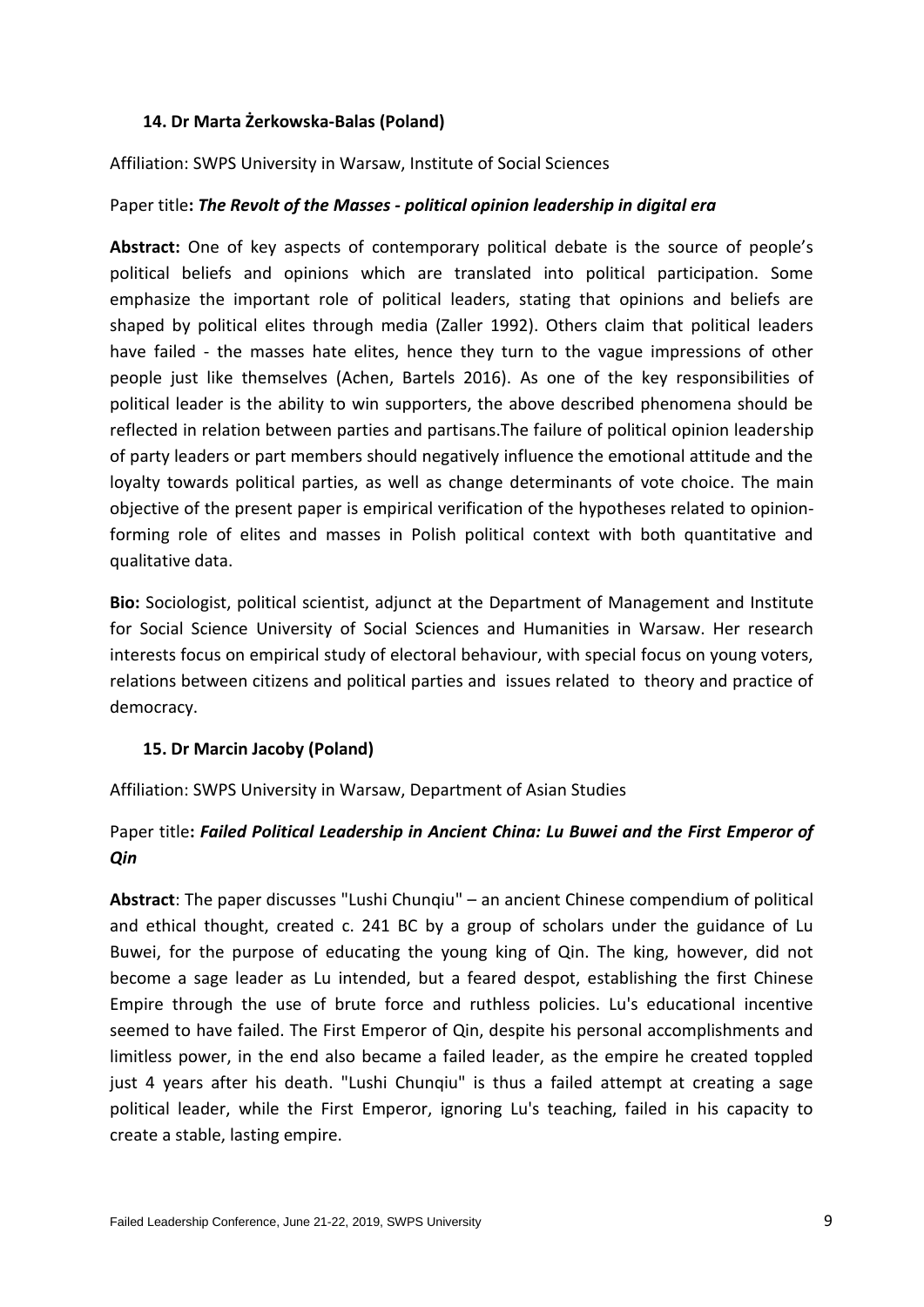### 14. Dr Marta Żerkowska-Balas (Poland)

Affiliation: SWPS University in Warsaw, Institute of Social Sciences

Paper title: ***The Revolt of the Masses - political opinion leadership in digital era***

**Abstract:** One of key aspects of contemporary political debate is the source of people's political beliefs and opinions which are translated into political participation. Some emphasize the important role of political leaders, stating that opinions and beliefs are shaped by political elites through media (Zaller 1992). Others claim that political leaders have failed - the masses hate elites, hence they turn to the vague impressions of other people just like themselves (Achen, Bartels 2016). As one of the key responsibilities of political leader is the ability to win supporters, the above described phenomena should be reflected in relation between parties and partisans.The failure of political opinion leadership of party leaders or part members should negatively influence the emotional attitude and the loyalty towards political parties, as well as change determinants of vote choice. The main objective of the present paper is empirical verification of the hypotheses related to opinion-forming role of elites and masses in Polish political context with both quantitative and qualitative data.

**Bio:** Sociologist, political scientist, adjunct at the Department of Management and Institute for Social Science University of Social Sciences and Humanities in Warsaw. Her research interests focus on empirical study of electoral behaviour, with special focus on young voters, relations between citizens and political parties and issues related to theory and practice of democracy.

### 15. Dr Marcin Jacoby (Poland)

Affiliation: SWPS University in Warsaw, Department of Asian Studies

Paper title: ***Failed Political Leadership in Ancient China: Lu Buwei and the First Emperor of Qin***

**Abstract**: The paper discusses "Lushi Chunqiu" – an ancient Chinese compendium of political and ethical thought, created c. 241 BC by a group of scholars under the guidance of Lu Buwei, for the purpose of educating the young king of Qin. The king, however, did not become a sage leader as Lu intended, but a feared despot, establishing the first Chinese Empire through the use of brute force and ruthless policies. Lu's educational incentive seemed to have failed. The First Emperor of Qin, despite his personal accomplishments and limitless power, in the end also became a failed leader, as the empire he created toppled just 4 years after his death. "Lushi Chunqiu" is thus a failed attempt at creating a sage political leader, while the First Emperor, ignoring Lu's teaching, failed in his capacity to create a stable, lasting empire.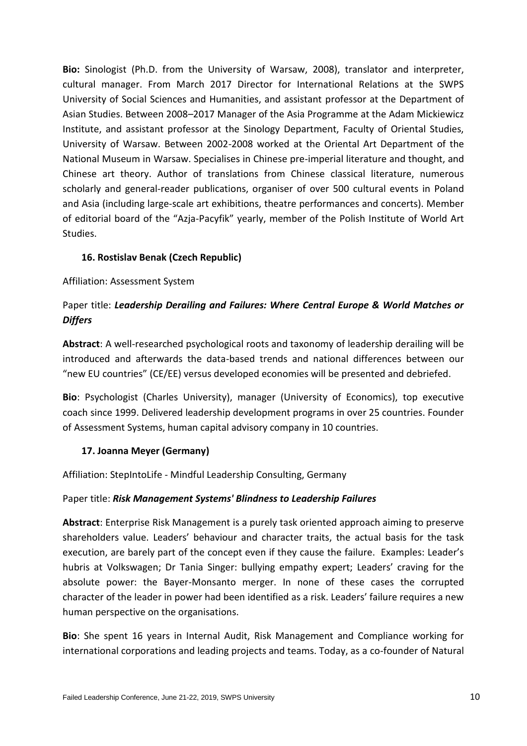**Bio:** Sinologist (Ph.D. from the University of Warsaw, 2008), translator and interpreter, cultural manager. From March 2017 Director for International Relations at the SWPS University of Social Sciences and Humanities, and assistant professor at the Department of Asian Studies. Between 2008–2017 Manager of the Asia Programme at the Adam Mickiewicz Institute, and assistant professor at the Sinology Department, Faculty of Oriental Studies, University of Warsaw. Between 2002-2008 worked at the Oriental Art Department of the National Museum in Warsaw. Specialises in Chinese pre-imperial literature and thought, and Chinese art theory. Author of translations from Chinese classical literature, numerous scholarly and general-reader publications, organiser of over 500 cultural events in Poland and Asia (including large-scale art exhibitions, theatre performances and concerts). Member of editorial board of the "Azja-Pacyfik" yearly, member of the Polish Institute of World Art Studies.

### 16. Rostislav Benak (Czech Republic)

Affiliation: Assessment System

Paper title: ***Leadership Derailing and Failures: Where Central Europe & World Matches or Differs***

**Abstract**: A well-researched psychological roots and taxonomy of leadership derailing will be introduced and afterwards the data-based trends and national differences between our "new EU countries" (CE/EE) versus developed economies will be presented and debriefed.

**Bio**: Psychologist (Charles University), manager (University of Economics), top executive coach since 1999. Delivered leadership development programs in over 25 countries. Founder of Assessment Systems, human capital advisory company in 10 countries.

### 17. Joanna Meyer (Germany)

Affiliation: StepIntoLife - Mindful Leadership Consulting, Germany

Paper title: ***Risk Management Systems' Blindness to Leadership Failures***

**Abstract**: Enterprise Risk Management is a purely task oriented approach aiming to preserve shareholders value. Leaders' behaviour and character traits, the actual basis for the task execution, are barely part of the concept even if they cause the failure. Examples: Leader's hubris at Volkswagen; Dr Tania Singer: bullying empathy expert; Leaders' craving for the absolute power: the Bayer-Monsanto merger. In none of these cases the corrupted character of the leader in power had been identified as a risk. Leaders' failure requires a new human perspective on the organisations.

**Bio**: She spent 16 years in Internal Audit, Risk Management and Compliance working for international corporations and leading projects and teams. Today, as a co-founder of Natural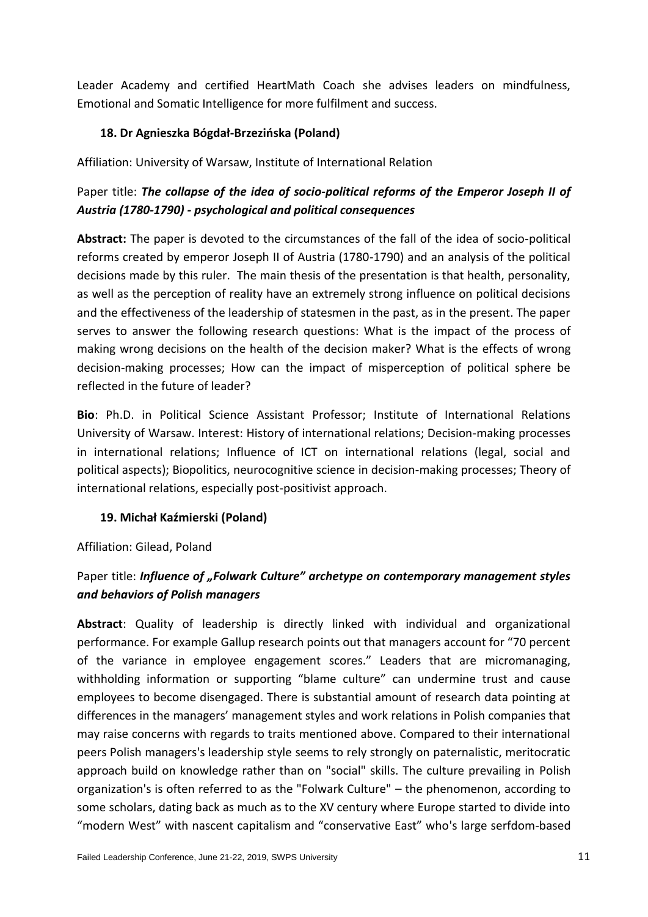Leader Academy and certified HeartMath Coach she advises leaders on mindfulness, Emotional and Somatic Intelligence for more fulfilment and success.

### 18. Dr Agnieszka Bógdał-Brzezińska (Poland)

Affiliation: University of Warsaw, Institute of International Relation

Paper title: ***The collapse of the idea of socio-political reforms of the Emperor Joseph II of Austria (1780-1790) - psychological and political consequences***

**Abstract:** The paper is devoted to the circumstances of the fall of the idea of socio-political reforms created by emperor Joseph II of Austria (1780-1790) and an analysis of the political decisions made by this ruler. The main thesis of the presentation is that health, personality, as well as the perception of reality have an extremely strong influence on political decisions and the effectiveness of the leadership of statesmen in the past, as in the present. The paper serves to answer the following research questions: What is the impact of the process of making wrong decisions on the health of the decision maker? What is the effects of wrong decision-making processes; How can the impact of misperception of political sphere be reflected in the future of leader?

**Bio**: Ph.D. in Political Science Assistant Professor; Institute of International Relations University of Warsaw. Interest: History of international relations; Decision-making processes in international relations; Influence of ICT on international relations (legal, social and political aspects); Biopolitics, neurocognitive science in decision-making processes; Theory of international relations, especially post-positivist approach.

### 19. Michał Kaźmierski (Poland)

Affiliation: Gilead, Poland

Paper title: ***Influence of „Folwark Culture" archetype on contemporary management styles and behaviors of Polish managers***

**Abstract**: Quality of leadership is directly linked with individual and organizational performance. For example Gallup research points out that managers account for "70 percent of the variance in employee engagement scores." Leaders that are micromanaging, withholding information or supporting "blame culture" can undermine trust and cause employees to become disengaged. There is substantial amount of research data pointing at differences in the managers' management styles and work relations in Polish companies that may raise concerns with regards to traits mentioned above. Compared to their international peers Polish managers's leadership style seems to rely strongly on paternalistic, meritocratic approach build on knowledge rather than on "social" skills. The culture prevailing in Polish organization's is often referred to as the "Folwark Culture" – the phenomenon, according to some scholars, dating back as much as to the XV century where Europe started to divide into "modern West" with nascent capitalism and "conservative East" who's large serfdom-based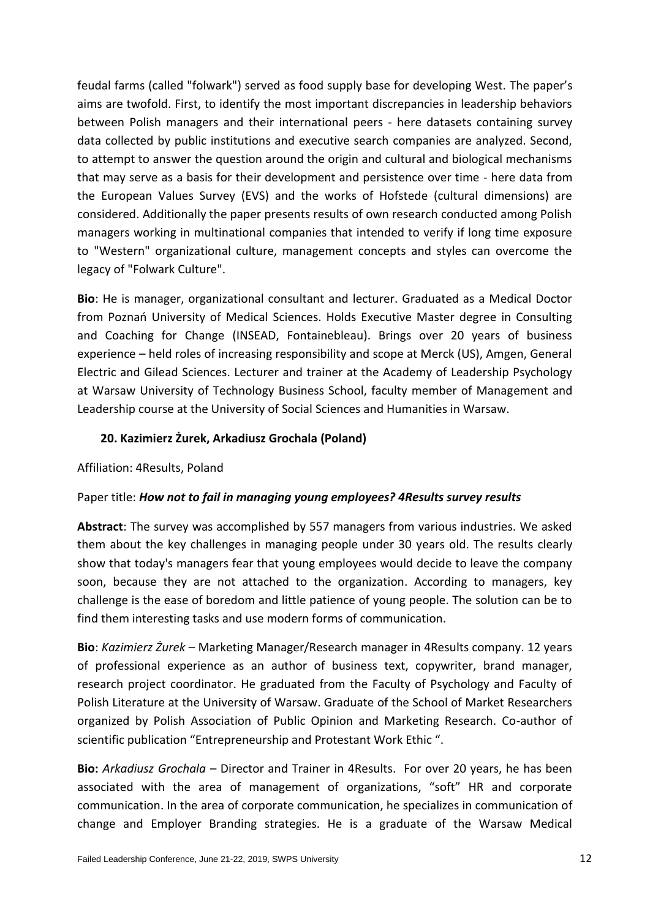feudal farms (called "folwark") served as food supply base for developing West. The paper's aims are twofold. First, to identify the most important discrepancies in leadership behaviors between Polish managers and their international peers - here datasets containing survey data collected by public institutions and executive search companies are analyzed. Second, to attempt to answer the question around the origin and cultural and biological mechanisms that may serve as a basis for their development and persistence over time - here data from the European Values Survey (EVS) and the works of Hofstede (cultural dimensions) are considered. Additionally the paper presents results of own research conducted among Polish managers working in multinational companies that intended to verify if long time exposure to "Western" organizational culture, management concepts and styles can overcome the legacy of "Folwark Culture".

**Bio**: He is manager, organizational consultant and lecturer. Graduated as a Medical Doctor from Poznań University of Medical Sciences. Holds Executive Master degree in Consulting and Coaching for Change (INSEAD, Fontainebleau). Brings over 20 years of business experience – held roles of increasing responsibility and scope at Merck (US), Amgen, General Electric and Gilead Sciences. Lecturer and trainer at the Academy of Leadership Psychology at Warsaw University of Technology Business School, faculty member of Management and Leadership course at the University of Social Sciences and Humanities in Warsaw.

### 20. Kazimierz Żurek, Arkadiusz Grochala (Poland)

Affiliation: 4Results, Poland

Paper title: ***How not to fail in managing young employees? 4Results survey results***

**Abstract**: The survey was accomplished by 557 managers from various industries. We asked them about the key challenges in managing people under 30 years old. The results clearly show that today's managers fear that young employees would decide to leave the company soon, because they are not attached to the organization. According to managers, key challenge is the ease of boredom and little patience of young people. The solution can be to find them interesting tasks and use modern forms of communication.

**Bio**: *Kazimierz Żurek* – Marketing Manager/Research manager in 4Results company. 12 years of professional experience as an author of business text, copywriter, brand manager, research project coordinator. He graduated from the Faculty of Psychology and Faculty of Polish Literature at the University of Warsaw. Graduate of the School of Market Researchers organized by Polish Association of Public Opinion and Marketing Research. Co-author of scientific publication "Entrepreneurship and Protestant Work Ethic ".

**Bio:** *Arkadiusz Grochala* – Director and Trainer in 4Results. For over 20 years, he has been associated with the area of management of organizations, "soft" HR and corporate communication. In the area of corporate communication, he specializes in communication of change and Employer Branding strategies. He is a graduate of the Warsaw Medical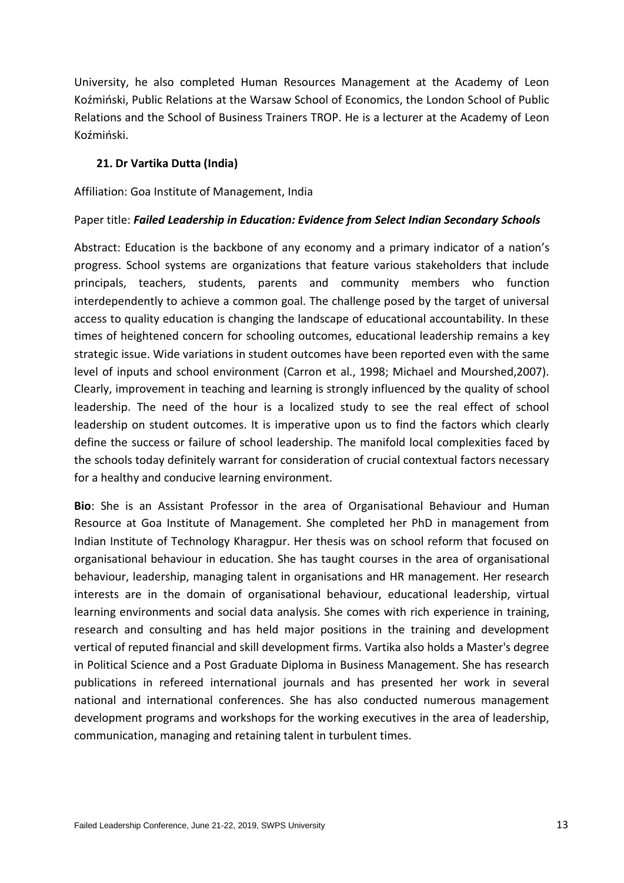University, he also completed Human Resources Management at the Academy of Leon Koźmiński, Public Relations at the Warsaw School of Economics, the London School of Public Relations and the School of Business Trainers TROP. He is a lecturer at the Academy of Leon Koźmiński.

### 21. Dr Vartika Dutta (India)

Affiliation: Goa Institute of Management, India

Paper title: ***Failed Leadership in Education: Evidence from Select Indian Secondary Schools***

Abstract: Education is the backbone of any economy and a primary indicator of a nation's progress. School systems are organizations that feature various stakeholders that include principals, teachers, students, parents and community members who function interdependently to achieve a common goal. The challenge posed by the target of universal access to quality education is changing the landscape of educational accountability. In these times of heightened concern for schooling outcomes, educational leadership remains a key strategic issue. Wide variations in student outcomes have been reported even with the same level of inputs and school environment (Carron et al., 1998; Michael and Mourshed,2007). Clearly, improvement in teaching and learning is strongly influenced by the quality of school leadership. The need of the hour is a localized study to see the real effect of school leadership on student outcomes. It is imperative upon us to find the factors which clearly define the success or failure of school leadership. The manifold local complexities faced by the schools today definitely warrant for consideration of crucial contextual factors necessary for a healthy and conducive learning environment.

**Bio**: She is an Assistant Professor in the area of Organisational Behaviour and Human Resource at Goa Institute of Management. She completed her PhD in management from Indian Institute of Technology Kharagpur. Her thesis was on school reform that focused on organisational behaviour in education. She has taught courses in the area of organisational behaviour, leadership, managing talent in organisations and HR management. Her research interests are in the domain of organisational behaviour, educational leadership, virtual learning environments and social data analysis. She comes with rich experience in training, research and consulting and has held major positions in the training and development vertical of reputed financial and skill development firms. Vartika also holds a Master's degree in Political Science and a Post Graduate Diploma in Business Management. She has research publications in refereed international journals and has presented her work in several national and international conferences. She has also conducted numerous management development programs and workshops for the working executives in the area of leadership, communication, managing and retaining talent in turbulent times.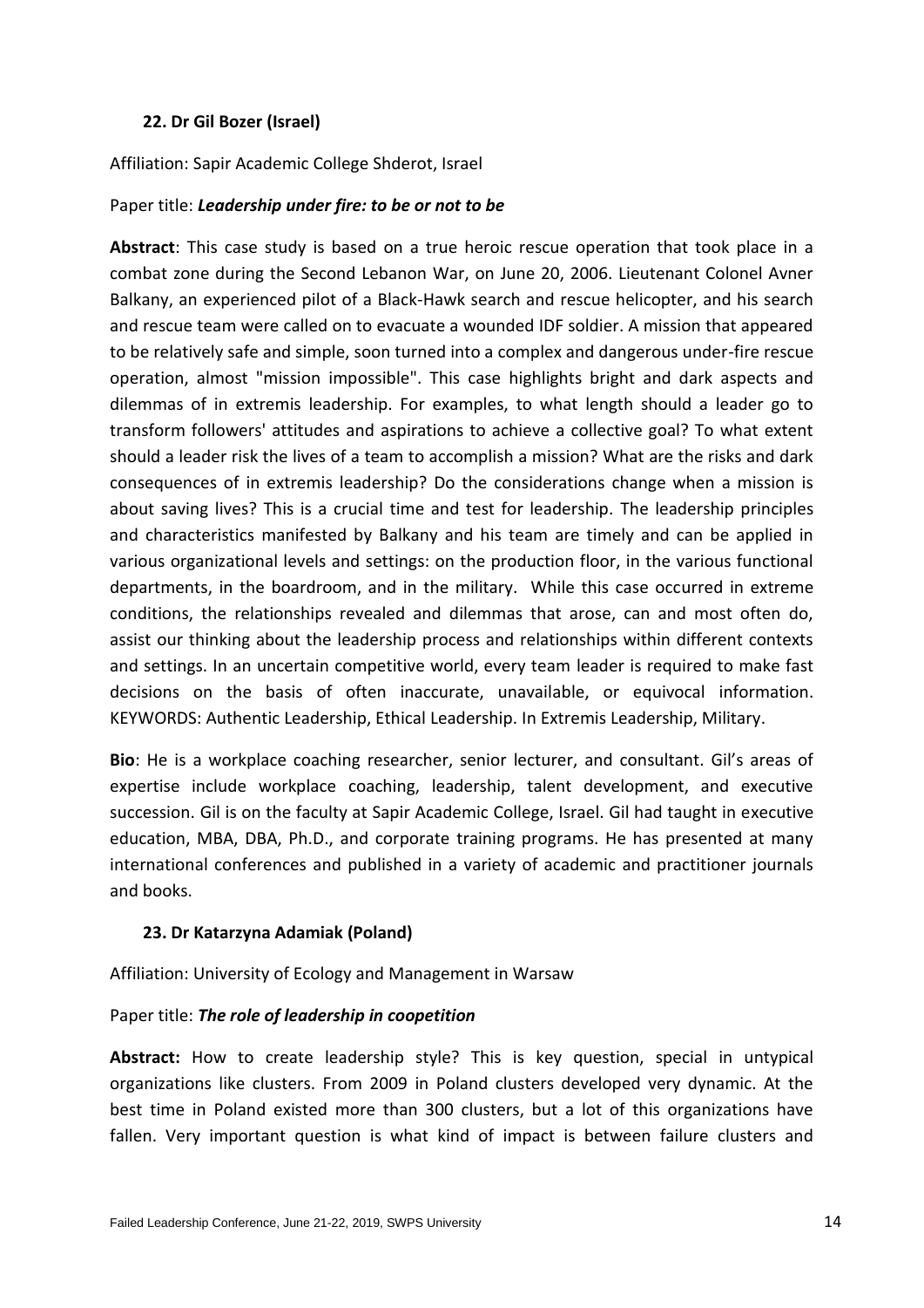### 22. Dr Gil Bozer (Israel)

Affiliation: Sapir Academic College Shderot, Israel

Paper title: ***Leadership under fire: to be or not to be***

**Abstract**: This case study is based on a true heroic rescue operation that took place in a combat zone during the Second Lebanon War, on June 20, 2006. Lieutenant Colonel Avner Balkany, an experienced pilot of a Black-Hawk search and rescue helicopter, and his search and rescue team were called on to evacuate a wounded IDF soldier. A mission that appeared to be relatively safe and simple, soon turned into a complex and dangerous under-fire rescue operation, almost "mission impossible". This case highlights bright and dark aspects and dilemmas of in extremis leadership. For examples, to what length should a leader go to transform followers' attitudes and aspirations to achieve a collective goal? To what extent should a leader risk the lives of a team to accomplish a mission? What are the risks and dark consequences of in extremis leadership? Do the considerations change when a mission is about saving lives? This is a crucial time and test for leadership. The leadership principles and characteristics manifested by Balkany and his team are timely and can be applied in various organizational levels and settings: on the production floor, in the various functional departments, in the boardroom, and in the military. While this case occurred in extreme conditions, the relationships revealed and dilemmas that arose, can and most often do, assist our thinking about the leadership process and relationships within different contexts and settings. In an uncertain competitive world, every team leader is required to make fast decisions on the basis of often inaccurate, unavailable, or equivocal information. KEYWORDS: Authentic Leadership, Ethical Leadership. In Extremis Leadership, Military.

**Bio**: He is a workplace coaching researcher, senior lecturer, and consultant. Gil's areas of expertise include workplace coaching, leadership, talent development, and executive succession. Gil is on the faculty at Sapir Academic College, Israel. Gil had taught in executive education, MBA, DBA, Ph.D., and corporate training programs. He has presented at many international conferences and published in a variety of academic and practitioner journals and books.

### 23. Dr Katarzyna Adamiak (Poland)

Affiliation: University of Ecology and Management in Warsaw

Paper title: ***The role of leadership in coopetition***

**Abstract:** How to create leadership style? This is key question, special in untypical organizations like clusters. From 2009 in Poland clusters developed very dynamic. At the best time in Poland existed more than 300 clusters, but a lot of this organizations have fallen. Very important question is what kind of impact is between failure clusters and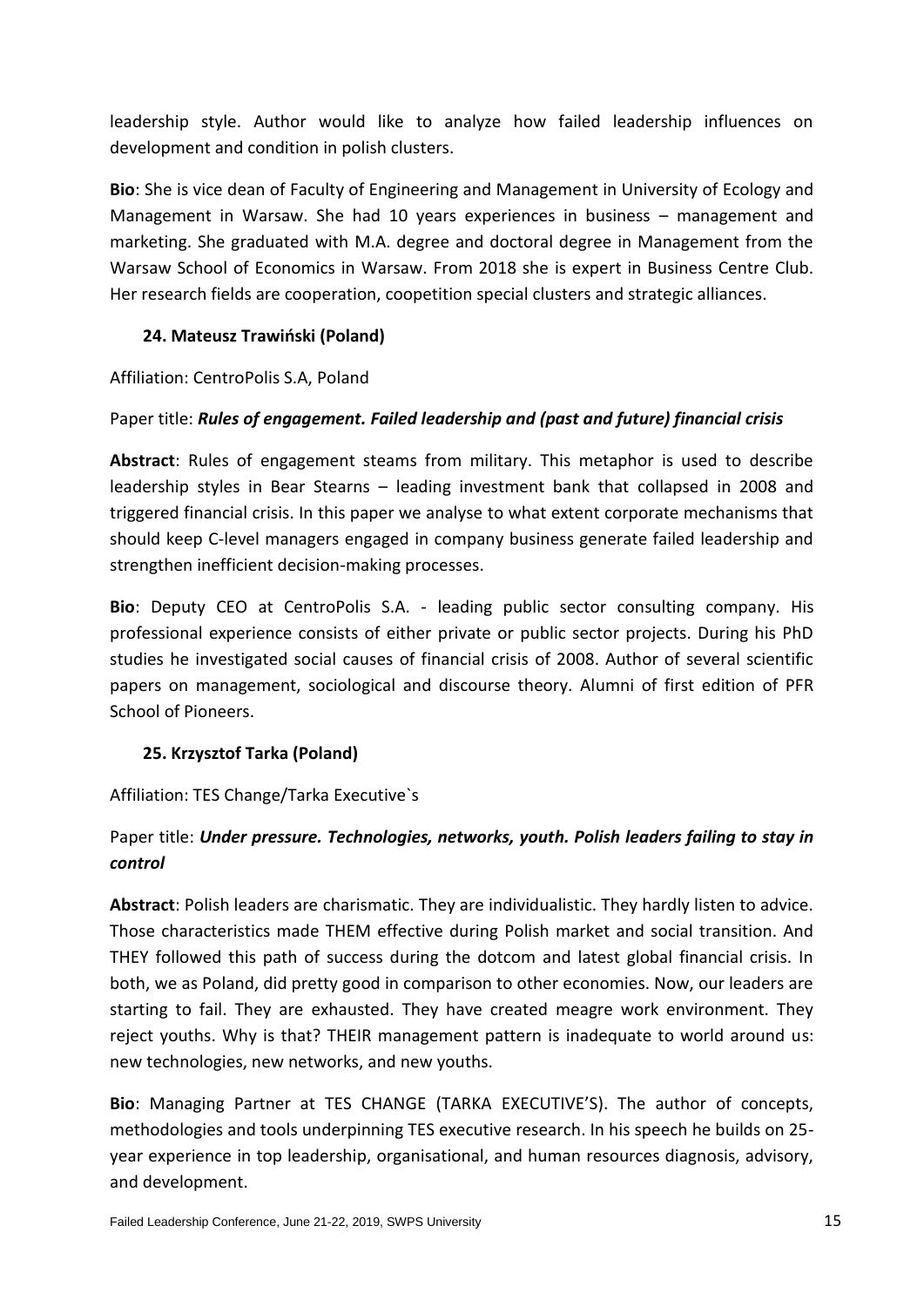leadership style. Author would like to analyze how failed leadership influences on development and condition in polish clusters.

**Bio**: She is vice dean of Faculty of Engineering and Management in University of Ecology and Management in Warsaw. She had 10 years experiences in business – management and marketing. She graduated with M.A. degree and doctoral degree in Management from the Warsaw School of Economics in Warsaw. From 2018 she is expert in Business Centre Club. Her research fields are cooperation, coopetition special clusters and strategic alliances.

**24. Mateusz Trawiński (Poland)**

Affiliation: CentroPolis S.A, Poland

Paper title: ***Rules of engagement. Failed leadership and (past and future) financial crisis***

**Abstract**: Rules of engagement steams from military. This metaphor is used to describe leadership styles in Bear Stearns – leading investment bank that collapsed in 2008 and triggered financial crisis. In this paper we analyse to what extent corporate mechanisms that should keep C-level managers engaged in company business generate failed leadership and strengthen inefficient decision-making processes.

**Bio**: Deputy CEO at CentroPolis S.A. - leading public sector consulting company. His professional experience consists of either private or public sector projects. During his PhD studies he investigated social causes of financial crisis of 2008. Author of several scientific papers on management, sociological and discourse theory. Alumni of first edition of PFR School of Pioneers.

**25. Krzysztof Tarka (Poland)**

Affiliation: TES Change/Tarka Executive`s

Paper title: ***Under pressure. Technologies, networks, youth. Polish leaders failing to stay in control***

**Abstract**: Polish leaders are charismatic. They are individualistic. They hardly listen to advice. Those characteristics made THEM effective during Polish market and social transition. And THEY followed this path of success during the dotcom and latest global financial crisis. In both, we as Poland, did pretty good in comparison to other economies. Now, our leaders are starting to fail. They are exhausted. They have created meagre work environment. They reject youths. Why is that? THEIR management pattern is inadequate to world around us: new technologies, new networks, and new youths.

**Bio**: Managing Partner at TES CHANGE (TARKA EXECUTIVE'S). The author of concepts, methodologies and tools underpinning TES executive research. In his speech he builds on 25-year experience in top leadership, organisational, and human resources diagnosis, advisory, and development.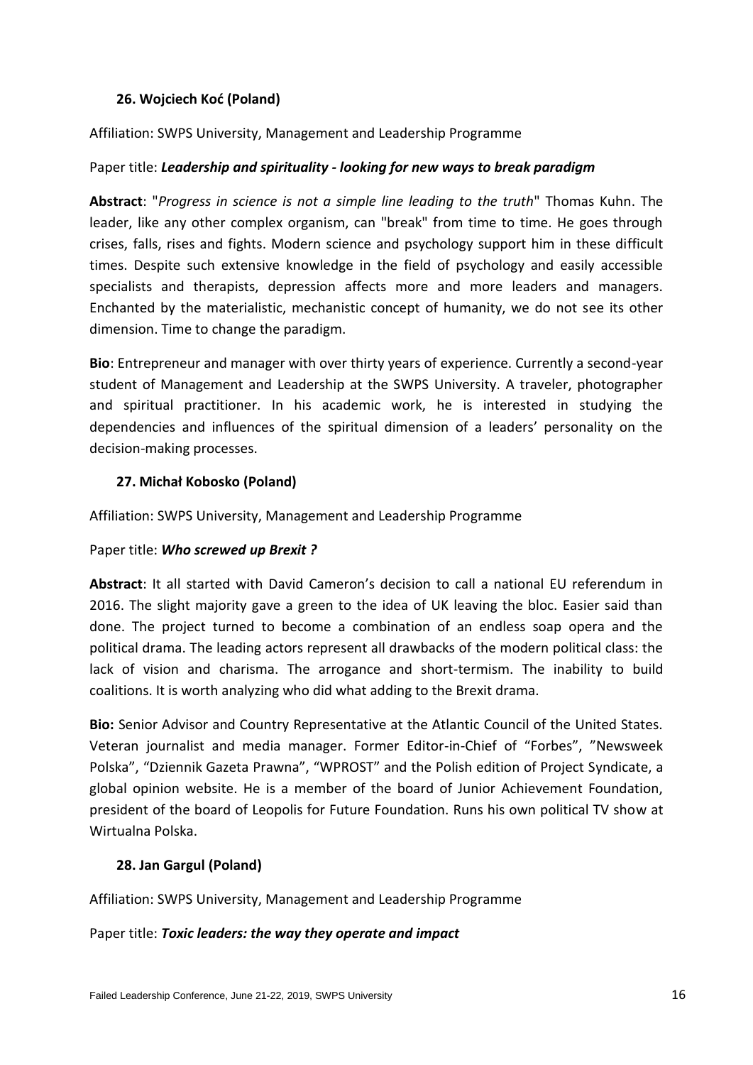### 26. Wojciech Koć (Poland)

Affiliation: SWPS University, Management and Leadership Programme

Paper title: ***Leadership and spirituality - looking for new ways to break paradigm***

**Abstract**: "*Progress in science is not a simple line leading to the truth*" Thomas Kuhn. The leader, like any other complex organism, can "break" from time to time. He goes through crises, falls, rises and fights. Modern science and psychology support him in these difficult times. Despite such extensive knowledge in the field of psychology and easily accessible specialists and therapists, depression affects more and more leaders and managers. Enchanted by the materialistic, mechanistic concept of humanity, we do not see its other dimension. Time to change the paradigm.

**Bio**: Entrepreneur and manager with over thirty years of experience. Currently a second-year student of Management and Leadership at the SWPS University. A traveler, photographer and spiritual practitioner. In his academic work, he is interested in studying the dependencies and influences of the spiritual dimension of a leaders' personality on the decision-making processes.

### 27. Michał Kobosko (Poland)

Affiliation: SWPS University, Management and Leadership Programme

Paper title: ***Who screwed up Brexit ?***

**Abstract**: It all started with David Cameron's decision to call a national EU referendum in 2016. The slight majority gave a green to the idea of UK leaving the bloc. Easier said than done. The project turned to become a combination of an endless soap opera and the political drama. The leading actors represent all drawbacks of the modern political class: the lack of vision and charisma. The arrogance and short-termism. The inability to build coalitions. It is worth analyzing who did what adding to the Brexit drama.

**Bio:** Senior Advisor and Country Representative at the Atlantic Council of the United States. Veteran journalist and media manager. Former Editor-in-Chief of "Forbes", "Newsweek Polska", "Dziennik Gazeta Prawna", "WPROST" and the Polish edition of Project Syndicate, a global opinion website. He is a member of the board of Junior Achievement Foundation, president of the board of Leopolis for Future Foundation. Runs his own political TV show at Wirtualna Polska.

### 28. Jan Gargul (Poland)

Affiliation: SWPS University, Management and Leadership Programme

Paper title: ***Toxic leaders: the way they operate and impact***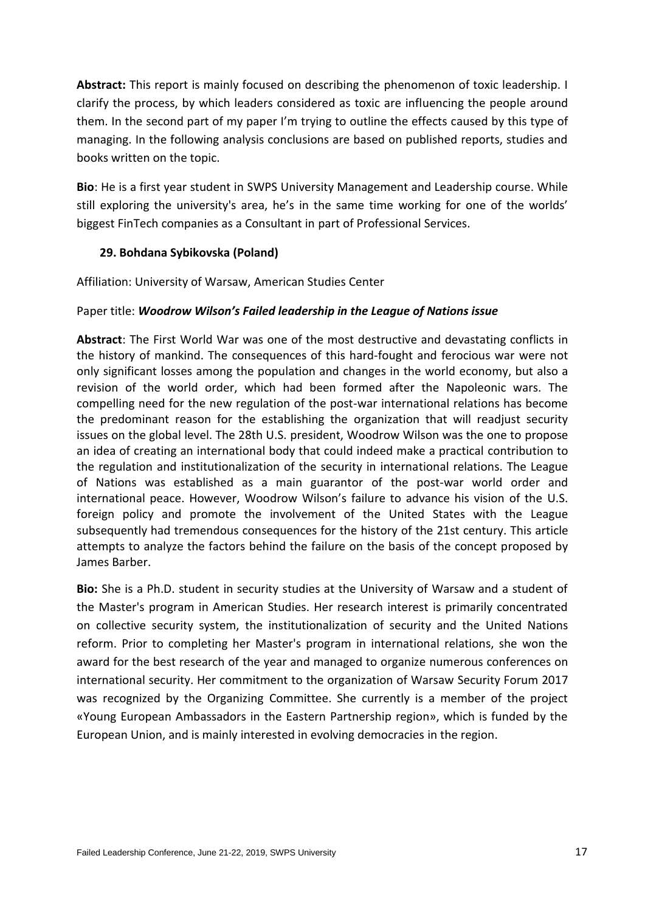**Abstract:** This report is mainly focused on describing the phenomenon of toxic leadership. I clarify the process, by which leaders considered as toxic are influencing the people around them. In the second part of my paper I'm trying to outline the effects caused by this type of managing. In the following analysis conclusions are based on published reports, studies and books written on the topic.

**Bio**: He is a first year student in SWPS University Management and Leadership course. While still exploring the university's area, he's in the same time working for one of the worlds' biggest FinTech companies as a Consultant in part of Professional Services.

### 29. Bohdana Sybikovska (Poland)

Affiliation: University of Warsaw, American Studies Center

Paper title: ***Woodrow Wilson's Failed leadership in the League of Nations issue***

**Abstract**: The First World War was one of the most destructive and devastating conflicts in the history of mankind. The consequences of this hard-fought and ferocious war were not only significant losses among the population and changes in the world economy, but also a revision of the world order, which had been formed after the Napoleonic wars. The compelling need for the new regulation of the post-war international relations has become the predominant reason for the establishing the organization that will readjust security issues on the global level. The 28th U.S. president, Woodrow Wilson was the one to propose an idea of creating an international body that could indeed make a practical contribution to the regulation and institutionalization of the security in international relations. The League of Nations was established as a main guarantor of the post-war world order and international peace. However, Woodrow Wilson's failure to advance his vision of the U.S. foreign policy and promote the involvement of the United States with the League subsequently had tremendous consequences for the history of the 21st century. This article attempts to analyze the factors behind the failure on the basis of the concept proposed by James Barber.

**Bio:** She is a Ph.D. student in security studies at the University of Warsaw and a student of the Master's program in American Studies. Her research interest is primarily concentrated on collective security system, the institutionalization of security and the United Nations reform. Prior to completing her Master's program in international relations, she won the award for the best research of the year and managed to organize numerous conferences on international security. Her commitment to the organization of Warsaw Security Forum 2017 was recognized by the Organizing Committee. She currently is a member of the project «Young European Ambassadors in the Eastern Partnership region», which is funded by the European Union, and is mainly interested in evolving democracies in the region.